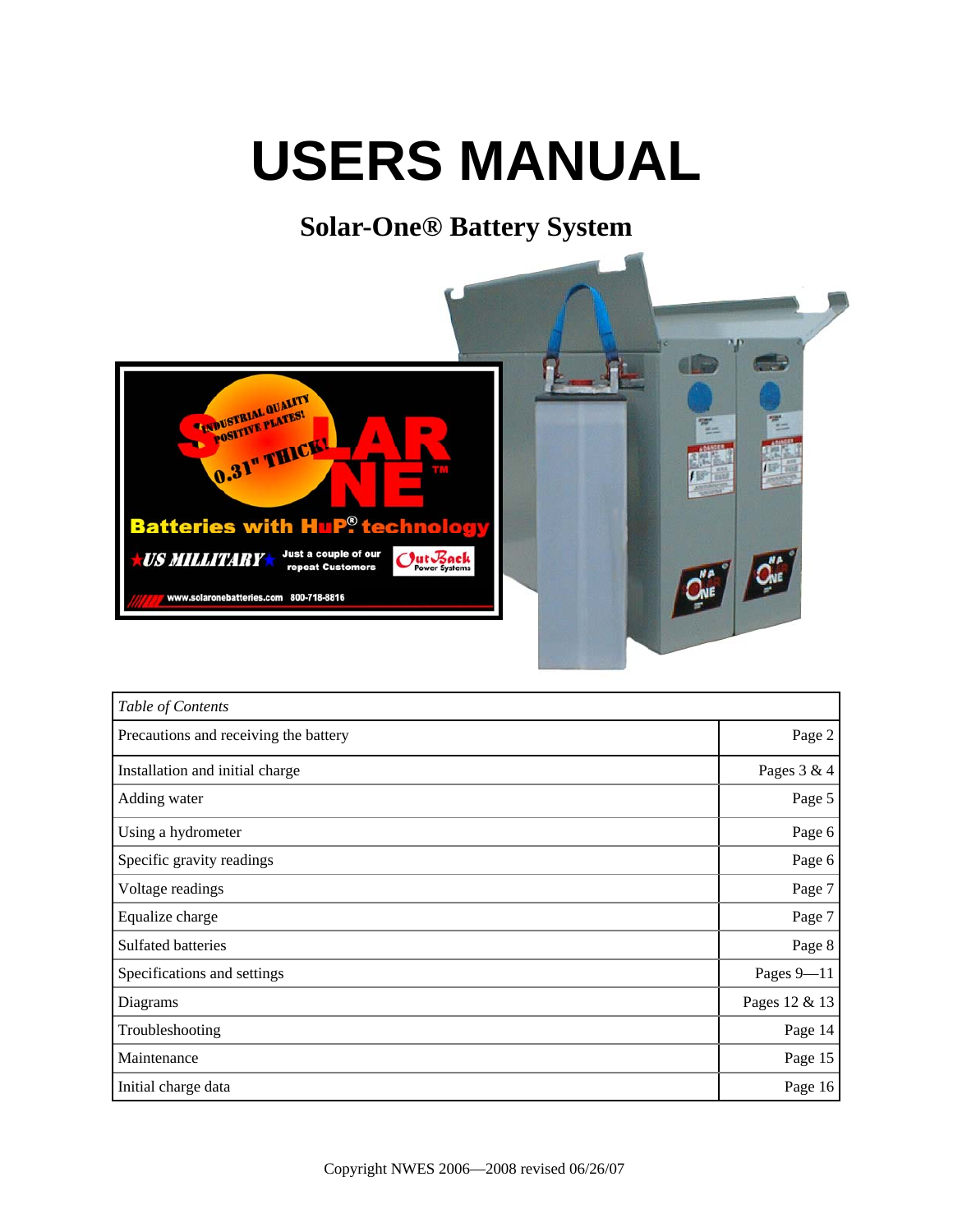# USERS MANUAL

## Solar-One® Battery System

| *Table of Contents* | |
|---|---|
| Precautions and receiving the battery | Page 2 |
| Installation and initial charge | Pages 3 & 4 |
| Adding water | Page 5 |
| Using a hydrometer | Page 6 |
| Specific gravity readings | Page 6 |
| Voltage readings | Page 7 |
| Equalize charge | Page 7 |
| Sulfated batteries | Page 8 |
| Specifications and settings | Pages 9—11 |
| Diagrams | Pages 12 & 13 |
| Troubleshooting | Page 14 |
| Maintenance | Page 15 |
| Initial charge data | Page 16 |

Copyright NWES 2006—2008 revised 06/26/07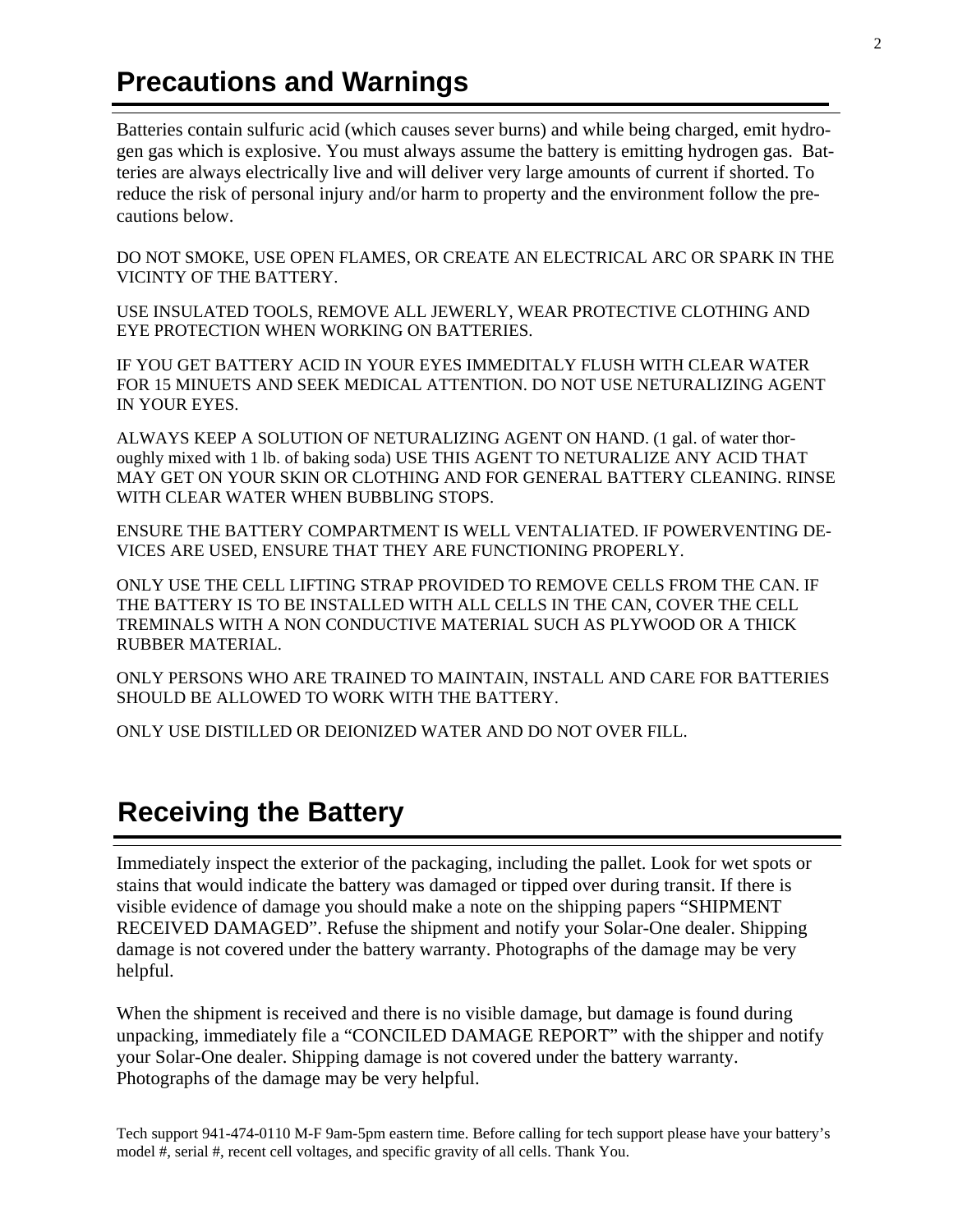# Precautions and Warnings

Batteries contain sulfuric acid (which causes sever burns) and while being charged, emit hydrogen gas which is explosive. You must always assume the battery is emitting hydrogen gas. Batteries are always electrically live and will deliver very large amounts of current if shorted. To reduce the risk of personal injury and/or harm to property and the environment follow the precautions below.

DO NOT SMOKE, USE OPEN FLAMES, OR CREATE AN ELECTRICAL ARC OR SPARK IN THE VICINTY OF THE BATTERY.

USE INSULATED TOOLS, REMOVE ALL JEWERLY, WEAR PROTECTIVE CLOTHING AND EYE PROTECTION WHEN WORKING ON BATTERIES.

IF YOU GET BATTERY ACID IN YOUR EYES IMMEDITALY FLUSH WITH CLEAR WATER FOR 15 MINUETS AND SEEK MEDICAL ATTENTION. DO NOT USE NETURALIZING AGENT IN YOUR EYES.

ALWAYS KEEP A SOLUTION OF NETURALIZING AGENT ON HAND. (1 gal. of water thoroughly mixed with 1 lb. of baking soda) USE THIS AGENT TO NETURALIZE ANY ACID THAT MAY GET ON YOUR SKIN OR CLOTHING AND FOR GENERAL BATTERY CLEANING. RINSE WITH CLEAR WATER WHEN BUBBLING STOPS.

ENSURE THE BATTERY COMPARTMENT IS WELL VENTALIATED. IF POWERVENTING DEVICES ARE USED, ENSURE THAT THEY ARE FUNCTIONING PROPERLY.

ONLY USE THE CELL LIFTING STRAP PROVIDED TO REMOVE CELLS FROM THE CAN. IF THE BATTERY IS TO BE INSTALLED WITH ALL CELLS IN THE CAN, COVER THE CELL TREMINALS WITH A NON CONDUCTIVE MATERIAL SUCH AS PLYWOOD OR A THICK RUBBER MATERIAL.

ONLY PERSONS WHO ARE TRAINED TO MAINTAIN, INSTALL AND CARE FOR BATTERIES SHOULD BE ALLOWED TO WORK WITH THE BATTERY.

ONLY USE DISTILLED OR DEIONIZED WATER AND DO NOT OVER FILL.

# Receiving the Battery

Immediately inspect the exterior of the packaging, including the pallet. Look for wet spots or stains that would indicate the battery was damaged or tipped over during transit. If there is visible evidence of damage you should make a note on the shipping papers “SHIPMENT RECEIVED DAMAGED”. Refuse the shipment and notify your Solar-One dealer. Shipping damage is not covered under the battery warranty. Photographs of the damage may be very helpful.

When the shipment is received and there is no visible damage, but damage is found during unpacking, immediately file a “CONCILED DAMAGE REPORT” with the shipper and notify your Solar-One dealer. Shipping damage is not covered under the battery warranty. Photographs of the damage may be very helpful.

Tech support 941-474-0110 M-F 9am-5pm eastern time. Before calling for tech support please have your battery’s model #, serial #, recent cell voltages, and specific gravity of all cells. Thank You.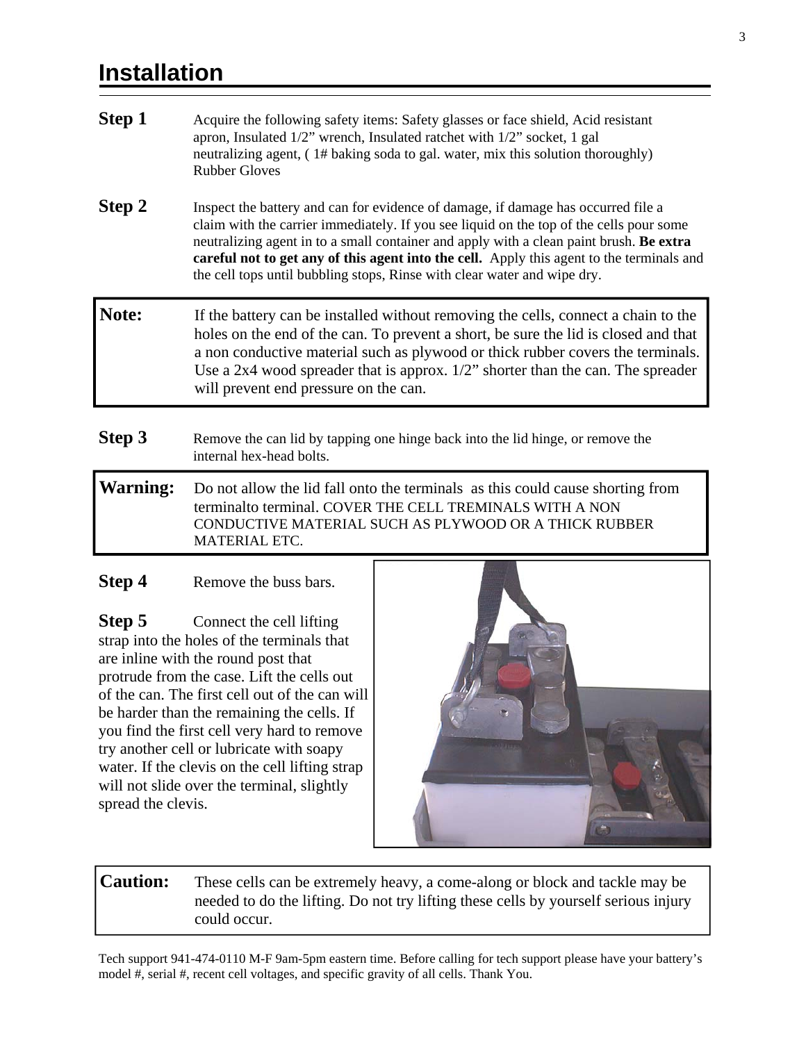# Installation

**Step 1** Acquire the following safety items: Safety glasses or face shield, Acid resistant apron, Insulated 1/2" wrench, Insulated ratchet with 1/2" socket, 1 gal neutralizing agent, ( 1# baking soda to gal. water, mix this solution thoroughly) Rubber Gloves

**Step 2** Inspect the battery and can for evidence of damage, if damage has occurred file a claim with the carrier immediately. If you see liquid on the top of the cells pour some neutralizing agent in to a small container and apply with a clean paint brush. **Be extra careful not to get any of this agent into the cell.** Apply this agent to the terminals and the cell tops until bubbling stops, Rinse with clear water and wipe dry.

**Note:** If the battery can be installed without removing the cells, connect a chain to the holes on the end of the can. To prevent a short, be sure the lid is closed and that a non conductive material such as plywood or thick rubber covers the terminals. Use a 2x4 wood spreader that is approx. 1/2" shorter than the can. The spreader will prevent end pressure on the can.

**Step 3** Remove the can lid by tapping one hinge back into the lid hinge, or remove the internal hex-head bolts.

**Warning:** Do not allow the lid fall onto the terminals as this could cause shorting from terminalto terminal. COVER THE CELL TREMINALS WITH A NON CONDUCTIVE MATERIAL SUCH AS PLYWOOD OR A THICK RUBBER MATERIAL ETC.

**Step 4** Remove the buss bars.

**Step 5** Connect the cell lifting strap into the holes of the terminals that are inline with the round post that protrude from the case. Lift the cells out of the can. The first cell out of the can will be harder than the remaining the cells. If you find the first cell very hard to remove try another cell or lubricate with soapy water. If the clevis on the cell lifting strap will not slide over the terminal, slightly spread the clevis.

**Caution:** These cells can be extremely heavy, a come-along or block and tackle may be needed to do the lifting. Do not try lifting these cells by yourself serious injury could occur.

Tech support 941-474-0110 M-F 9am-5pm eastern time. Before calling for tech support please have your battery's model #, serial #, recent cell voltages, and specific gravity of all cells. Thank You.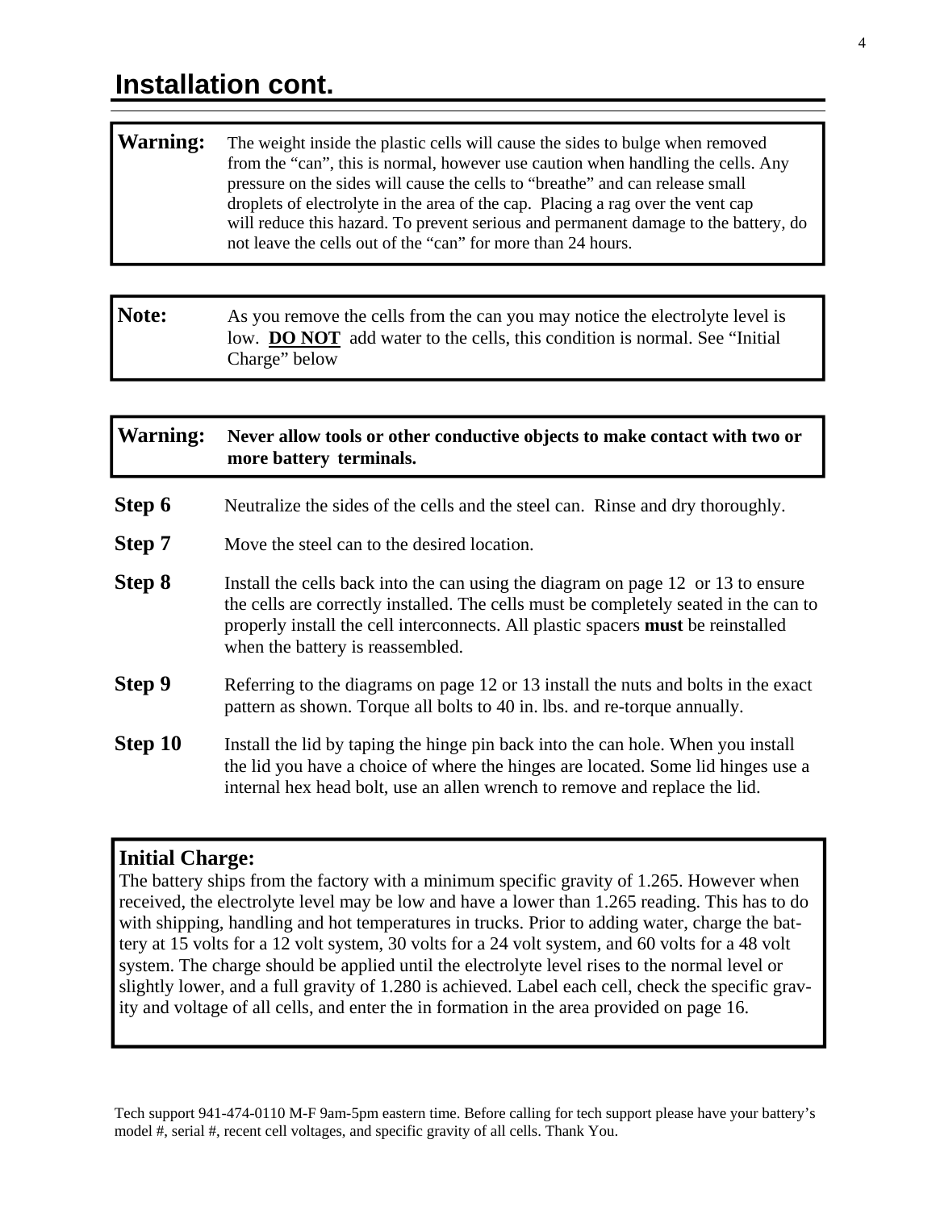# Installation cont.

**Warning:** The weight inside the plastic cells will cause the sides to bulge when removed from the “can”, this is normal, however use caution when handling the cells. Any pressure on the sides will cause the cells to “breathe” and can release small droplets of electrolyte in the area of the cap. Placing a rag over the vent cap will reduce this hazard. To prevent serious and permanent damage to the battery, do not leave the cells out of the “can” for more than 24 hours.

**Note:** As you remove the cells from the can you may notice the electrolyte level is low. **DO NOT** add water to the cells, this condition is normal. See “Initial Charge” below

**Warning:** **Never allow tools or other conductive objects to make contact with two or more battery terminals.**

**Step 6** Neutralize the sides of the cells and the steel can. Rinse and dry thoroughly.

**Step 7** Move the steel can to the desired location.

**Step 8** Install the cells back into the can using the diagram on page 12 or 13 to ensure the cells are correctly installed. The cells must be completely seated in the can to properly install the cell interconnects. All plastic spacers **must** be reinstalled when the battery is reassembled.

**Step 9** Referring to the diagrams on page 12 or 13 install the nuts and bolts in the exact pattern as shown. Torque all bolts to 40 in. lbs. and re-torque annually.

**Step 10** Install the lid by taping the hinge pin back into the can hole. When you install the lid you have a choice of where the hinges are located. Some lid hinges use a internal hex head bolt, use an allen wrench to remove and replace the lid.

**Initial Charge:**
The battery ships from the factory with a minimum specific gravity of 1.265. However when received, the electrolyte level may be low and have a lower than 1.265 reading. This has to do with shipping, handling and hot temperatures in trucks. Prior to adding water, charge the battery at 15 volts for a 12 volt system, 30 volts for a 24 volt system, and 60 volts for a 48 volt system. The charge should be applied until the electrolyte level rises to the normal level or slightly lower, and a full gravity of 1.280 is achieved. Label each cell, check the specific gravity and voltage of all cells, and enter the in formation in the area provided on page 16.

Tech support 941-474-0110 M-F 9am-5pm eastern time. Before calling for tech support please have your battery’s model #, serial #, recent cell voltages, and specific gravity of all cells. Thank You.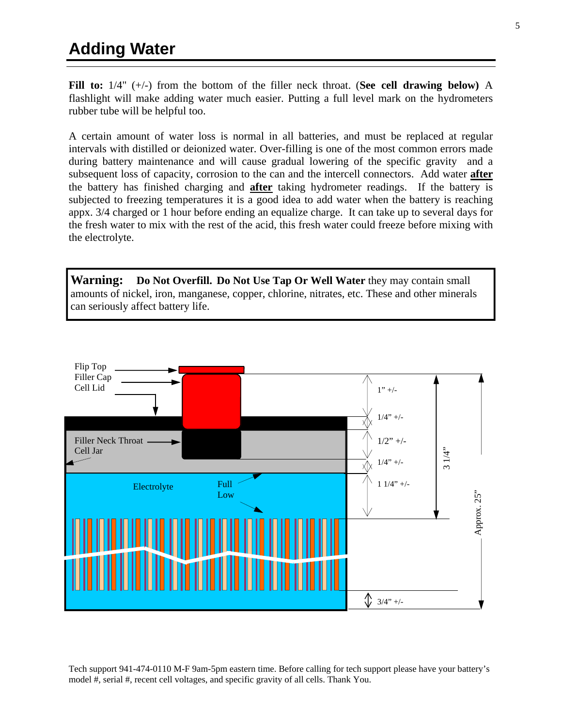## Adding Water

**Fill to:** 1/4" (+/-) from the bottom of the filler neck throat. (**See cell drawing below)** A flashlight will make adding water much easier. Putting a full level mark on the hydrometers rubber tube will be helpful too.

A certain amount of water loss is normal in all batteries, and must be replaced at regular intervals with distilled or deionized water. Over-filling is one of the most common errors made during battery maintenance and will cause gradual lowering of the specific gravity and a subsequent loss of capacity, corrosion to the can and the intercell connectors. Add water **after** the battery has finished charging and **after** taking hydrometer readings. If the battery is subjected to freezing temperatures it is a good idea to add water when the battery is reaching appx. 3/4 charged or 1 hour before ending an equalize charge. It can take up to several days for the fresh water to mix with the rest of the acid, this fresh water could freeze before mixing with the electrolyte.

> **Warning: Do Not Overfill. Do Not Use Tap Or Well Water** they may contain small amounts of nickel, iron, manganese, copper, chlorine, nitrates, etc. These and other minerals can seriously affect battery life.

Flip Top
Filler Cap
Cell Lid
Filler Neck Throat
Cell Jar
Electrolyte
Full
Low
1" +/-
1/4" +/-
1/2" +/-
1/4" +/-
1 1/4" +/-
3 1/4"
Approx. 25"
3/4" +/-

Tech support 941-474-0110 M-F 9am-5pm eastern time. Before calling for tech support please have your battery's model #, serial #, recent cell voltages, and specific gravity of all cells. Thank You.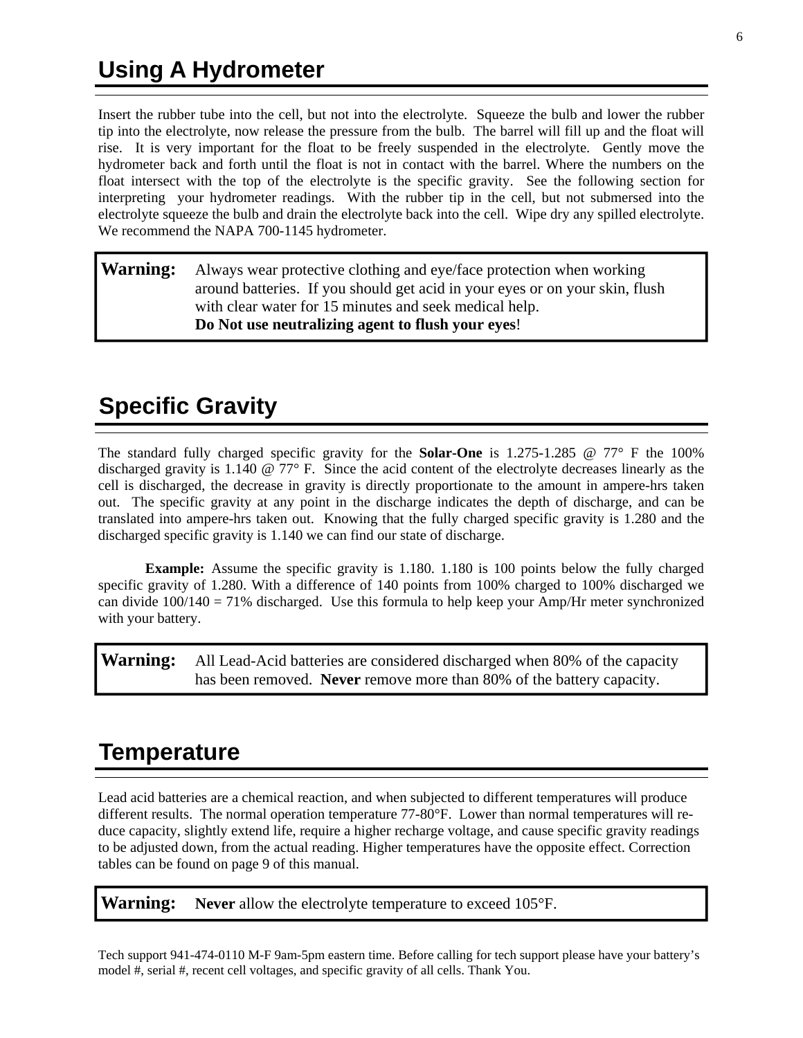## Using A Hydrometer

Insert the rubber tube into the cell, but not into the electrolyte. Squeeze the bulb and lower the rubber tip into the electrolyte, now release the pressure from the bulb. The barrel will fill up and the float will rise. It is very important for the float to be freely suspended in the electrolyte. Gently move the hydrometer back and forth until the float is not in contact with the barrel. Where the numbers on the float intersect with the top of the electrolyte is the specific gravity. See the following section for interpreting your hydrometer readings. With the rubber tip in the cell, but not submersed into the electrolyte squeeze the bulb and drain the electrolyte back into the cell. Wipe dry any spilled electrolyte. We recommend the NAPA 700-1145 hydrometer.

> **Warning:** Always wear protective clothing and eye/face protection when working around batteries. If you should get acid in your eyes or on your skin, flush with clear water for 15 minutes and seek medical help.
> **Do Not use neutralizing agent to flush your eyes**!

## Specific Gravity

The standard fully charged specific gravity for the **Solar-One** is 1.275-1.285 @ 77° F the 100% discharged gravity is 1.140 @ 77° F. Since the acid content of the electrolyte decreases linearly as the cell is discharged, the decrease in gravity is directly proportionate to the amount in ampere-hrs taken out. The specific gravity at any point in the discharge indicates the depth of discharge, and can be translated into ampere-hrs taken out. Knowing that the fully charged specific gravity is 1.280 and the discharged specific gravity is 1.140 we can find our state of discharge.

**Example:** Assume the specific gravity is 1.180. 1.180 is 100 points below the fully charged specific gravity of 1.280. With a difference of 140 points from 100% charged to 100% discharged we can divide 100/140 = 71% discharged. Use this formula to help keep your Amp/Hr meter synchronized with your battery.

> **Warning:** All Lead-Acid batteries are considered discharged when 80% of the capacity has been removed. **Never** remove more than 80% of the battery capacity.

## Temperature

Lead acid batteries are a chemical reaction, and when subjected to different temperatures will produce different results. The normal operation temperature 77-80°F. Lower than normal temperatures will reduce capacity, slightly extend life, require a higher recharge voltage, and cause specific gravity readings to be adjusted down, from the actual reading. Higher temperatures have the opposite effect. Correction tables can be found on page 9 of this manual.

> **Warning:** **Never** allow the electrolyte temperature to exceed 105°F.

Tech support 941-474-0110 M-F 9am-5pm eastern time. Before calling for tech support please have your battery's model #, serial #, recent cell voltages, and specific gravity of all cells. Thank You.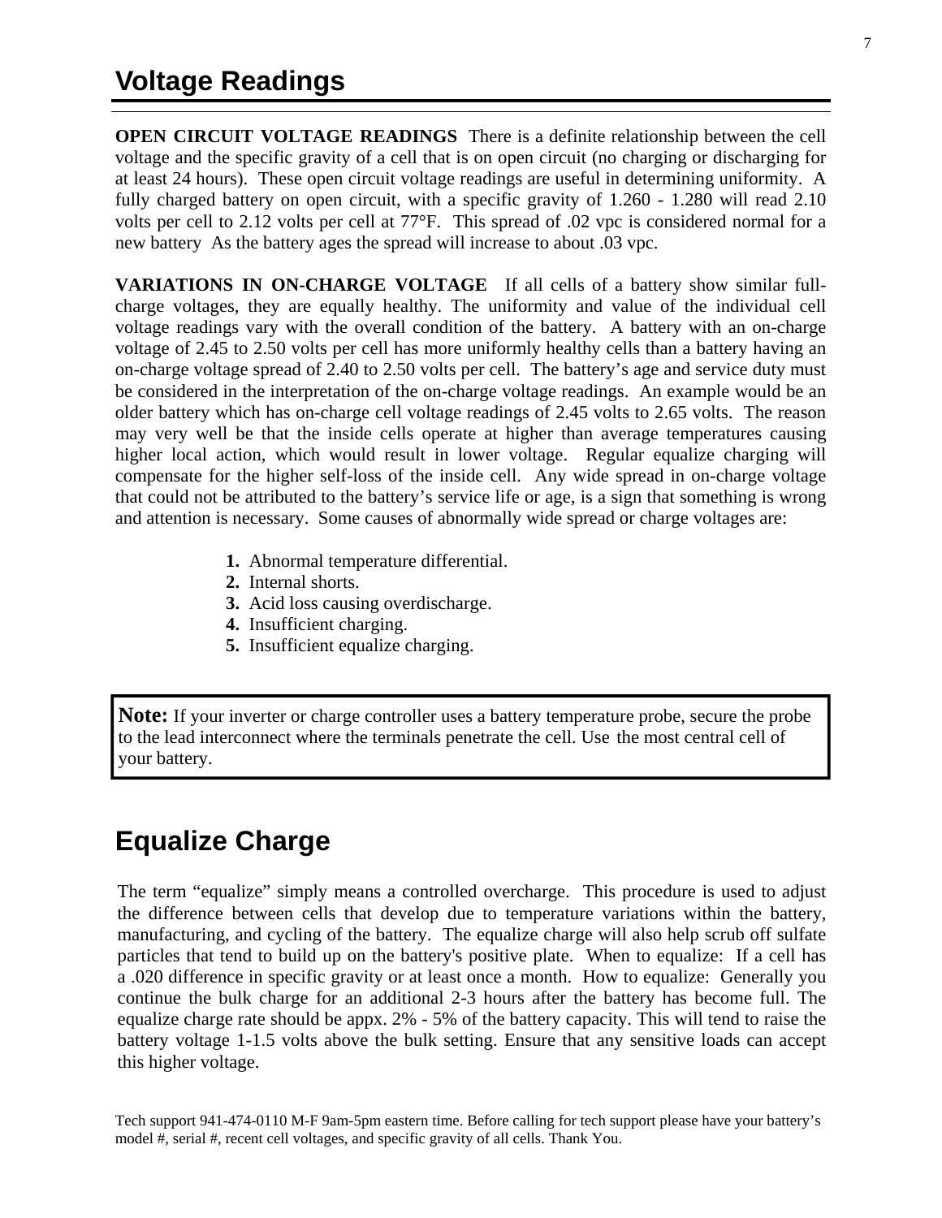## Voltage Readings

**OPEN CIRCUIT VOLTAGE READINGS** There is a definite relationship between the cell voltage and the specific gravity of a cell that is on open circuit (no charging or discharging for at least 24 hours). These open circuit voltage readings are useful in determining uniformity. A fully charged battery on open circuit, with a specific gravity of 1.260 - 1.280 will read 2.10 volts per cell to 2.12 volts per cell at 77°F. This spread of .02 vpc is considered normal for a new battery As the battery ages the spread will increase to about .03 vpc.

**VARIATIONS IN ON-CHARGE VOLTAGE** If all cells of a battery show similar full-charge voltages, they are equally healthy. The uniformity and value of the individual cell voltage readings vary with the overall condition of the battery. A battery with an on-charge voltage of 2.45 to 2.50 volts per cell has more uniformly healthy cells than a battery having an on-charge voltage spread of 2.40 to 2.50 volts per cell. The battery's age and service duty must be considered in the interpretation of the on-charge voltage readings. An example would be an older battery which has on-charge cell voltage readings of 2.45 volts to 2.65 volts. The reason may very well be that the inside cells operate at higher than average temperatures causing higher local action, which would result in lower voltage. Regular equalize charging will compensate for the higher self-loss of the inside cell. Any wide spread in on-charge voltage that could not be attributed to the battery's service life or age, is a sign that something is wrong and attention is necessary. Some causes of abnormally wide spread or charge voltages are:

1. Abnormal temperature differential.
2. Internal shorts.
3. Acid loss causing overdischarge.
4. Insufficient charging.
5. Insufficient equalize charging.

> **Note:** If your inverter or charge controller uses a battery temperature probe, secure the probe to the lead interconnect where the terminals penetrate the cell. Use the most central cell of your battery.

## Equalize Charge

The term "equalize" simply means a controlled overcharge. This procedure is used to adjust the difference between cells that develop due to temperature variations within the battery, manufacturing, and cycling of the battery. The equalize charge will also help scrub off sulfate particles that tend to build up on the battery's positive plate. When to equalize: If a cell has a .020 difference in specific gravity or at least once a month. How to equalize: Generally you continue the bulk charge for an additional 2-3 hours after the battery has become full. The equalize charge rate should be appx. 2% - 5% of the battery capacity. This will tend to raise the battery voltage 1-1.5 volts above the bulk setting. Ensure that any sensitive loads can accept this higher voltage.

Tech support 941-474-0110 M-F 9am-5pm eastern time. Before calling for tech support please have your battery's model #, serial #, recent cell voltages, and specific gravity of all cells. Thank You.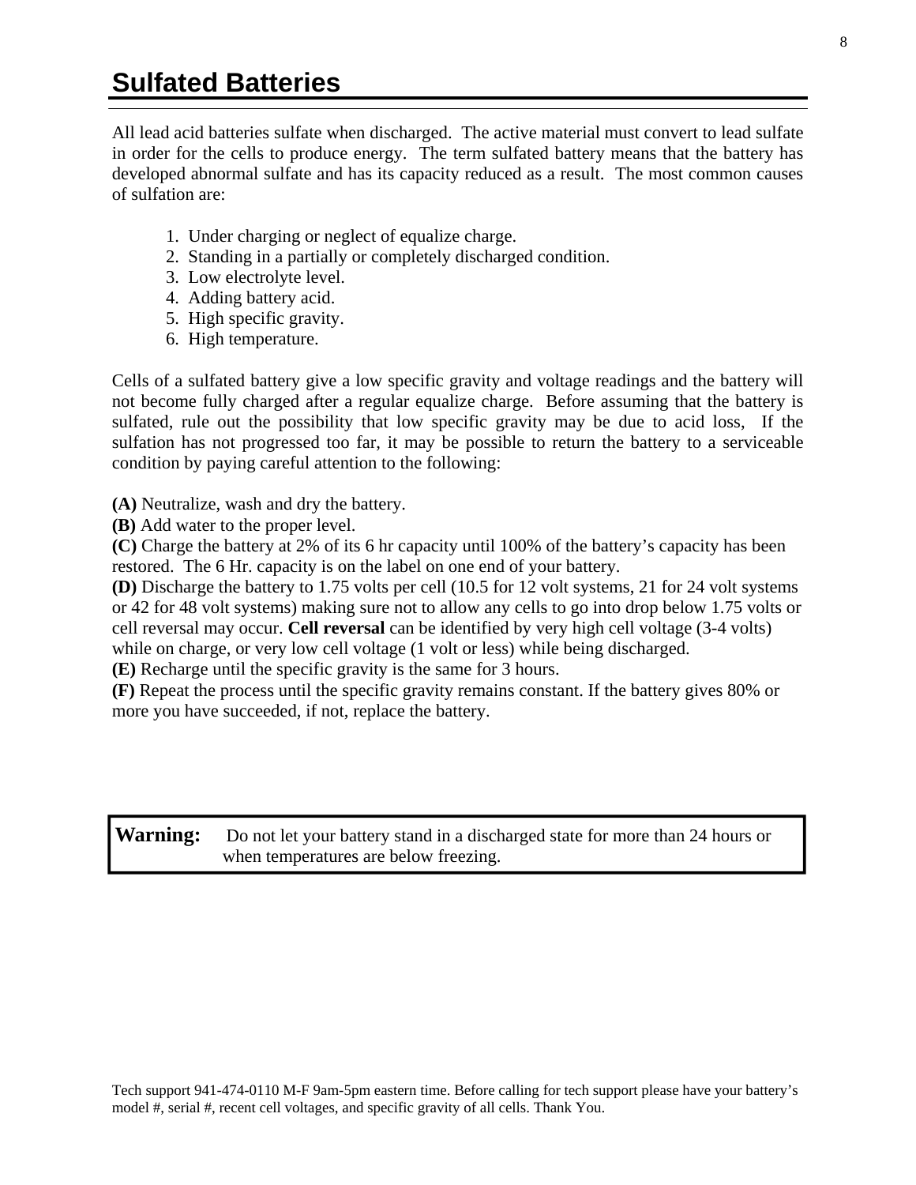# Sulfated Batteries

All lead acid batteries sulfate when discharged. The active material must convert to lead sulfate in order for the cells to produce energy. The term sulfated battery means that the battery has developed abnormal sulfate and has its capacity reduced as a result. The most common causes of sulfation are:

1. Under charging or neglect of equalize charge.
2. Standing in a partially or completely discharged condition.
3. Low electrolyte level.
4. Adding battery acid.
5. High specific gravity.
6. High temperature.

Cells of a sulfated battery give a low specific gravity and voltage readings and the battery will not become fully charged after a regular equalize charge. Before assuming that the battery is sulfated, rule out the possibility that low specific gravity may be due to acid loss, If the sulfation has not progressed too far, it may be possible to return the battery to a serviceable condition by paying careful attention to the following:

**(A)** Neutralize, wash and dry the battery.
**(B)** Add water to the proper level.
**(C)** Charge the battery at 2% of its 6 hr capacity until 100% of the battery's capacity has been restored. The 6 Hr. capacity is on the label on one end of your battery.
**(D)** Discharge the battery to 1.75 volts per cell (10.5 for 12 volt systems, 21 for 24 volt systems or 42 for 48 volt systems) making sure not to allow any cells to go into drop below 1.75 volts or cell reversal may occur. **Cell reversal** can be identified by very high cell voltage (3-4 volts) while on charge, or very low cell voltage (1 volt or less) while being discharged.
**(E)** Recharge until the specific gravity is the same for 3 hours.
**(F)** Repeat the process until the specific gravity remains constant. If the battery gives 80% or more you have succeeded, if not, replace the battery.

**Warning:** Do not let your battery stand in a discharged state for more than 24 hours or when temperatures are below freezing.

Tech support 941-474-0110 M-F 9am-5pm eastern time. Before calling for tech support please have your battery's model #, serial #, recent cell voltages, and specific gravity of all cells. Thank You.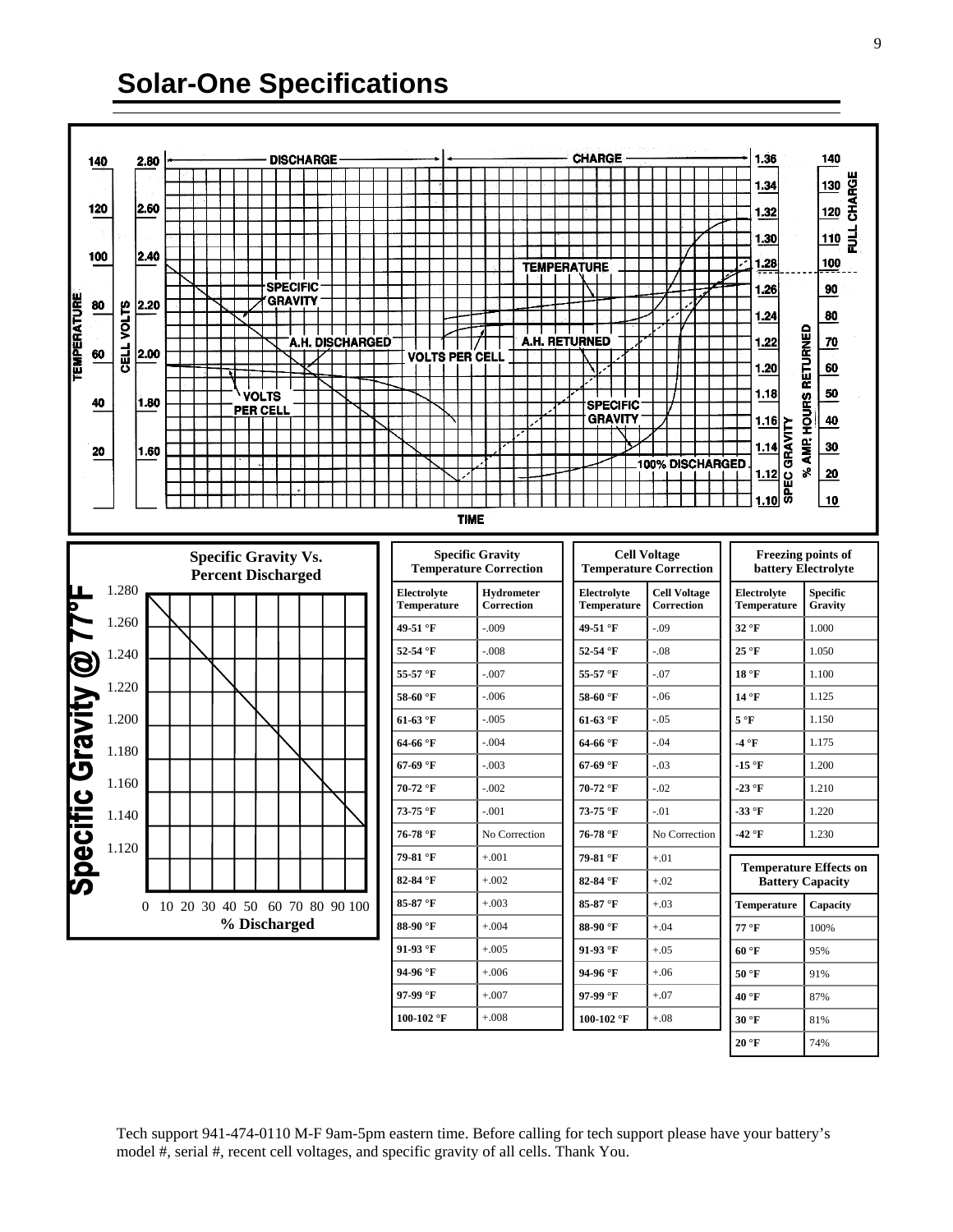## Solar-One Specifications

### Specific Gravity Temperature Correction

| Electrolyte Temperature | Hydrometer Correction |
|---|---|
| 49-51 °F | -.009 |
| 52-54 °F | -.008 |
| 55-57 °F | -.007 |
| 58-60 °F | -.006 |
| 61-63 °F | -.005 |
| 64-66 °F | -.004 |
| 67-69 °F | -.003 |
| 70-72 °F | -.002 |
| 73-75 °F | -.001 |
| 76-78 °F | No Correction |
| 79-81 °F | +.001 |
| 82-84 °F | +.002 |
| 85-87 °F | +.003 |
| 88-90 °F | +.004 |
| 91-93 °F | +.005 |
| 94-96 °F | +.006 |
| 97-99 °F | +.007 |
| 100-102 °F | +.008 |

### Cell Voltage Temperature Correction

| Electrolyte Temperature | Cell Voltage Correction |
|---|---|
| 49-51 °F | -.09 |
| 52-54 °F | -.08 |
| 55-57 °F | -.07 |
| 58-60 °F | -.06 |
| 61-63 °F | -.05 |
| 64-66 °F | -.04 |
| 67-69 °F | -.03 |
| 70-72 °F | -.02 |
| 73-75 °F | -.01 |
| 76-78 °F | No Correction |
| 79-81 °F | +.01 |
| 82-84 °F | +.02 |
| 85-87 °F | +.03 |
| 88-90 °F | +.04 |
| 91-93 °F | +.05 |
| 94-96 °F | +.06 |
| 97-99 °F | +.07 |
| 100-102 °F | +.08 |

### Freezing points of battery Electrolyte

| Electrolyte Temperature | Specific Gravity |
|---|---|
| 32 °F | 1.000 |
| 25 °F | 1.050 |
| 18 °F | 1.100 |
| 14 °F | 1.125 |
| 5 °F | 1.150 |
| -4 °F | 1.175 |
| -15 °F | 1.200 |
| -23 °F | 1.210 |
| -33 °F | 1.220 |
| -42 °F | 1.230 |

### Temperature Effects on Battery Capacity

| Temperature | Capacity |
|---|---|
| 77 °F | 100% |
| 60 °F | 95% |
| 50 °F | 91% |
| 40 °F | 87% |
| 30 °F | 81% |
| 20 °F | 74% |

Tech support 941-474-0110 M-F 9am-5pm eastern time. Before calling for tech support please have your battery's model #, serial #, recent cell voltages, and specific gravity of all cells. Thank You.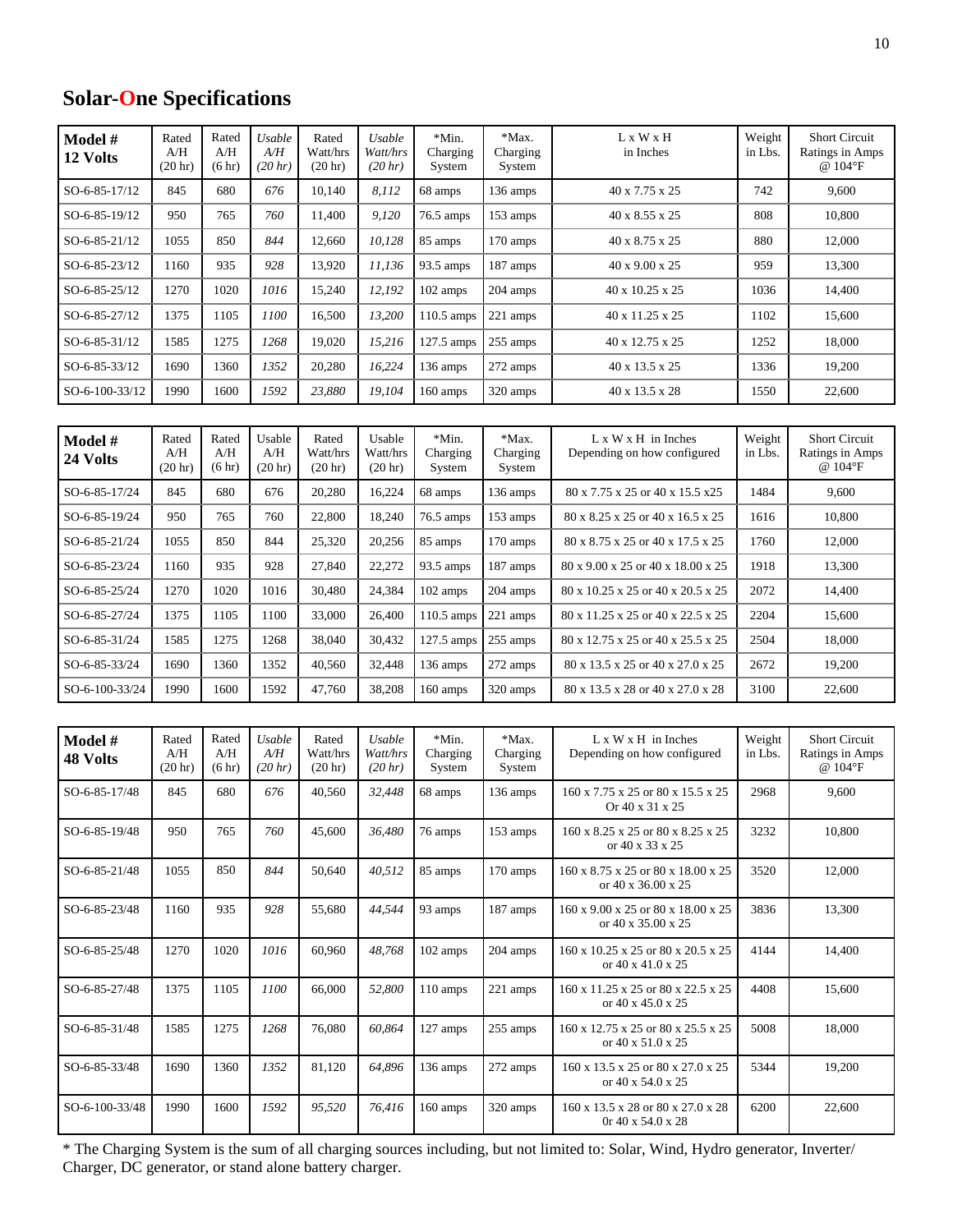## Solar-One Specifications

| Model # 12 Volts | Rated A/H (20 hr) | Rated A/H (6 hr) | *Usable A/H (20 hr)* | Rated Watt/hrs (20 hr) | *Usable Watt/hrs (20 hr)* | *Min. Charging System | *Max. Charging System | L x W x H in Inches | Weight in Lbs. | Short Circuit Ratings in Amps @ 104°F |
|---|---|---|---|---|---|---|---|---|---|---|
| SO-6-85-17/12 | 845 | 680 | *676* | 10,140 | *8,112* | 68 amps | 136 amps | 40 x 7.75 x 25 | 742 | 9,600 |
| SO-6-85-19/12 | 950 | 765 | *760* | 11,400 | *9,120* | 76.5 amps | 153 amps | 40 x 8.55 x 25 | 808 | 10,800 |
| SO-6-85-21/12 | 1055 | 850 | *844* | 12,660 | *10,128* | 85 amps | 170 amps | 40 x 8.75 x 25 | 880 | 12,000 |
| SO-6-85-23/12 | 1160 | 935 | *928* | 13,920 | *11,136* | 93.5 amps | 187 amps | 40 x 9.00 x 25 | 959 | 13,300 |
| SO-6-85-25/12 | 1270 | 1020 | *1016* | 15,240 | *12,192* | 102 amps | 204 amps | 40 x 10.25 x 25 | 1036 | 14,400 |
| SO-6-85-27/12 | 1375 | 1105 | *1100* | 16,500 | *13,200* | 110.5 amps | 221 amps | 40 x 11.25 x 25 | 1102 | 15,600 |
| SO-6-85-31/12 | 1585 | 1275 | *1268* | 19,020 | *15,216* | 127.5 amps | 255 amps | 40 x 12.75 x 25 | 1252 | 18,000 |
| SO-6-85-33/12 | 1690 | 1360 | *1352* | 20,280 | *16,224* | 136 amps | 272 amps | 40 x 13.5 x 25 | 1336 | 19,200 |
| SO-6-100-33/12 | 1990 | 1600 | *1592* | *23,880* | *19,104* | 160 amps | 320 amps | 40 x 13.5 x 28 | 1550 | 22,600 |

| Model # 24 Volts | Rated A/H (20 hr) | Rated A/H (6 hr) | Usable A/H (20 hr) | Rated Watt/hrs (20 hr) | Usable Watt/hrs (20 hr) | *Min. Charging System | *Max. Charging System | L x W x H in Inches Depending on how configured | Weight in Lbs. | Short Circuit Ratings in Amps @ 104°F |
|---|---|---|---|---|---|---|---|---|---|---|
| SO-6-85-17/24 | 845 | 680 | 676 | 20,280 | 16,224 | 68 amps | 136 amps | 80 x 7.75 x 25 or 40 x 15.5 x25 | 1484 | 9,600 |
| SO-6-85-19/24 | 950 | 765 | 760 | 22,800 | 18,240 | 76.5 amps | 153 amps | 80 x 8.25 x 25 or 40 x 16.5 x 25 | 1616 | 10,800 |
| SO-6-85-21/24 | 1055 | 850 | 844 | 25,320 | 20,256 | 85 amps | 170 amps | 80 x 8.75 x 25 or 40 x 17.5 x 25 | 1760 | 12,000 |
| SO-6-85-23/24 | 1160 | 935 | 928 | 27,840 | 22,272 | 93.5 amps | 187 amps | 80 x 9.00 x 25 or 40 x 18.00 x 25 | 1918 | 13,300 |
| SO-6-85-25/24 | 1270 | 1020 | 1016 | 30,480 | 24,384 | 102 amps | 204 amps | 80 x 10.25 x 25 or 40 x 20.5 x 25 | 2072 | 14,400 |
| SO-6-85-27/24 | 1375 | 1105 | 1100 | 33,000 | 26,400 | 110.5 amps | 221 amps | 80 x 11.25 x 25 or 40 x 22.5 x 25 | 2204 | 15,600 |
| SO-6-85-31/24 | 1585 | 1275 | 1268 | 38,040 | 30,432 | 127.5 amps | 255 amps | 80 x 12.75 x 25 or 40 x 25.5 x 25 | 2504 | 18,000 |
| SO-6-85-33/24 | 1690 | 1360 | 1352 | 40,560 | 32,448 | 136 amps | 272 amps | 80 x 13.5 x 25 or 40 x 27.0 x 25 | 2672 | 19,200 |
| SO-6-100-33/24 | 1990 | 1600 | 1592 | 47,760 | 38,208 | 160 amps | 320 amps | 80 x 13.5 x 28 or 40 x 27.0 x 28 | 3100 | 22,600 |

| Model # 48 Volts | Rated A/H (20 hr) | Rated A/H (6 hr) | *Usable A/H (20 hr)* | Rated Watt/hrs (20 hr) | *Usable Watt/hrs (20 hr)* | *Min. Charging System | *Max. Charging System | L x W x H in Inches Depending on how configured | Weight in Lbs. | Short Circuit Ratings in Amps @ 104°F |
|---|---|---|---|---|---|---|---|---|---|---|
| SO-6-85-17/48 | 845 | 680 | *676* | 40,560 | *32,448* | 68 amps | 136 amps | 160 x 7.75 x 25 or 80 x 15.5 x 25 Or 40 x 31 x 25 | 2968 | 9,600 |
| SO-6-85-19/48 | 950 | 765 | *760* | 45,600 | *36,480* | 76 amps | 153 amps | 160 x 8.25 x 25 or 80 x 8.25 x 25 or 40 x 33 x 25 | 3232 | 10,800 |
| SO-6-85-21/48 | 1055 | 850 | *844* | 50,640 | *40,512* | 85 amps | 170 amps | 160 x 8.75 x 25 or 80 x 18.00 x 25 or 40 x 36.00 x 25 | 3520 | 12,000 |
| SO-6-85-23/48 | 1160 | 935 | *928* | 55,680 | *44,544* | 93 amps | 187 amps | 160 x 9.00 x 25 or 80 x 18.00 x 25 or 40 x 35.00 x 25 | 3836 | 13,300 |
| SO-6-85-25/48 | 1270 | 1020 | *1016* | 60,960 | *48,768* | 102 amps | 204 amps | 160 x 10.25 x 25 or 80 x 20.5 x 25 or 40 x 41.0 x 25 | 4144 | 14,400 |
| SO-6-85-27/48 | 1375 | 1105 | *1100* | 66,000 | *52,800* | 110 amps | 221 amps | 160 x 11.25 x 25 or 80 x 22.5 x 25 or 40 x 45.0 x 25 | 4408 | 15,600 |
| SO-6-85-31/48 | 1585 | 1275 | *1268* | 76,080 | *60,864* | 127 amps | 255 amps | 160 x 12.75 x 25 or 80 x 25.5 x 25 or 40 x 51.0 x 25 | 5008 | 18,000 |
| SO-6-85-33/48 | 1690 | 1360 | *1352* | 81,120 | *64,896* | 136 amps | 272 amps | 160 x 13.5 x 25 or 80 x 27.0 x 25 or 40 x 54.0 x 25 | 5344 | 19,200 |
| SO-6-100-33/48 | 1990 | 1600 | *1592* | *95,520* | *76,416* | 160 amps | 320 amps | 160 x 13.5 x 28 or 80 x 27.0 x 28 0r 40 x 54.0 x 28 | 6200 | 22,600 |

* The Charging System is the sum of all charging sources including, but not limited to: Solar, Wind, Hydro generator, Inverter/ Charger, DC generator, or stand alone battery charger.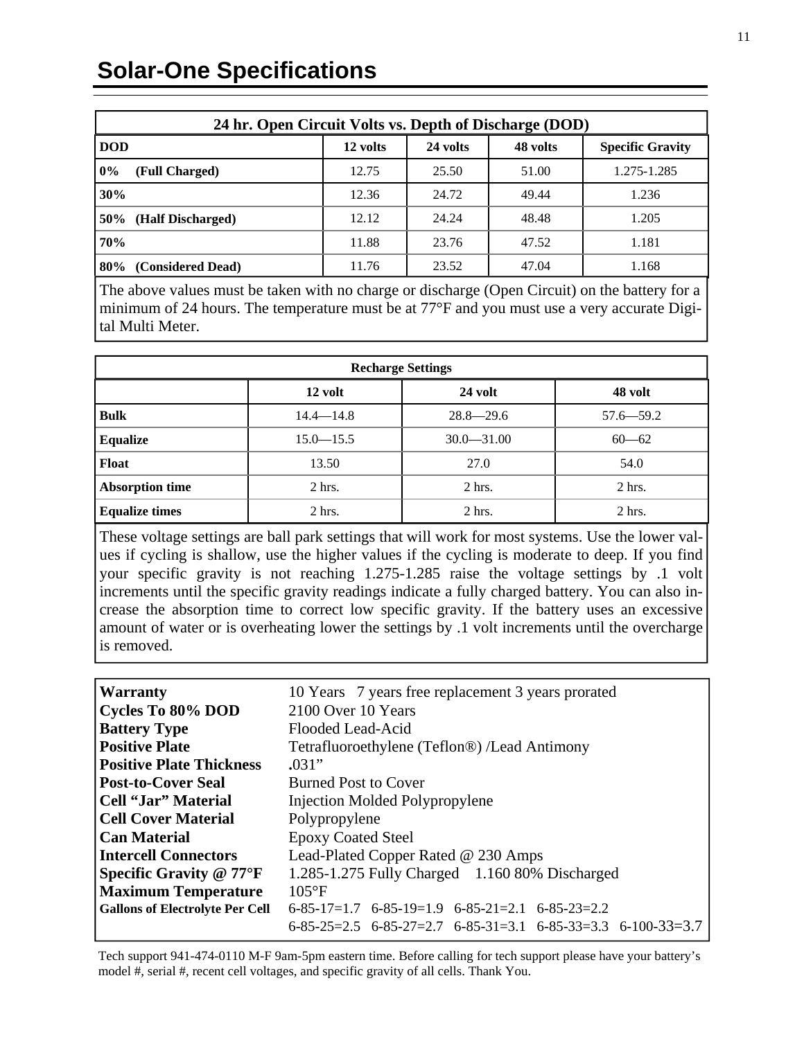# Solar-One Specifications

| 24 hr. Open Circuit Volts vs. Depth of Discharge (DOD) | | | | |
|---|---|---|---|---|
| **DOD** | **12 volts** | **24 volts** | **48 volts** | **Specific Gravity** |
| **0% (Full Charged)** | 12.75 | 25.50 | 51.00 | 1.275-1.285 |
| **30%** | 12.36 | 24.72 | 49.44 | 1.236 |
| **50% (Half Discharged)** | 12.12 | 24.24 | 48.48 | 1.205 |
| **70%** | 11.88 | 23.76 | 47.52 | 1.181 |
| **80% (Considered Dead)** | 11.76 | 23.52 | 47.04 | 1.168 |

The above values must be taken with no charge or discharge (Open Circuit) on the battery for a minimum of 24 hours. The temperature must be at 77°F and you must use a very accurate Digital Multi Meter.

| Recharge Settings | | | |
|---|---|---|---|
| | **12 volt** | **24 volt** | **48 volt** |
| **Bulk** | 14.4—14.8 | 28.8—29.6 | 57.6—59.2 |
| **Equalize** | 15.0—15.5 | 30.0—31.00 | 60—62 |
| **Float** | 13.50 | 27.0 | 54.0 |
| **Absorption time** | 2 hrs. | 2 hrs. | 2 hrs. |
| **Equalize times** | 2 hrs. | 2 hrs. | 2 hrs. |

These voltage settings are ball park settings that will work for most systems. Use the lower values if cycling is shallow, use the higher values if the cycling is moderate to deep. If you find your specific gravity is not reaching 1.275-1.285 raise the voltage settings by .1 volt increments until the specific gravity readings indicate a fully charged battery. You can also increase the absorption time to correct low specific gravity. If the battery uses an excessive amount of water or is overheating lower the settings by .1 volt increments until the overcharge is removed.

| | |
|---|---|
| **Warranty** | 10 Years 7 years free replacement 3 years prorated |
| **Cycles To 80% DOD** | 2100 Over 10 Years |
| **Battery Type** | Flooded Lead-Acid |
| **Positive Plate** | Tetrafluoroethylene (Teflon®) /Lead Antimony |
| **Positive Plate Thickness** | .031" |
| **Post-to-Cover Seal** | Burned Post to Cover |
| **Cell "Jar" Material** | Injection Molded Polypropylene |
| **Cell Cover Material** | Polypropylene |
| **Can Material** | Epoxy Coated Steel |
| **Intercell Connectors** | Lead-Plated Copper Rated @ 230 Amps |
| **Specific Gravity @ 77°F** | 1.285-1.275 Fully Charged 1.160 80% Discharged |
| **Maximum Temperature** | 105°F |
| **Gallons of Electrolyte Per Cell** | 6-85-17=1.7 6-85-19=1.9 6-85-21=2.1 6-85-23=2.2 <br> 6-85-25=2.5 6-85-27=2.7 6-85-31=3.1 6-85-33=3.3 6-100-33=3.7 |

Tech support 941-474-0110 M-F 9am-5pm eastern time. Before calling for tech support please have your battery's model #, serial #, recent cell voltages, and specific gravity of all cells. Thank You.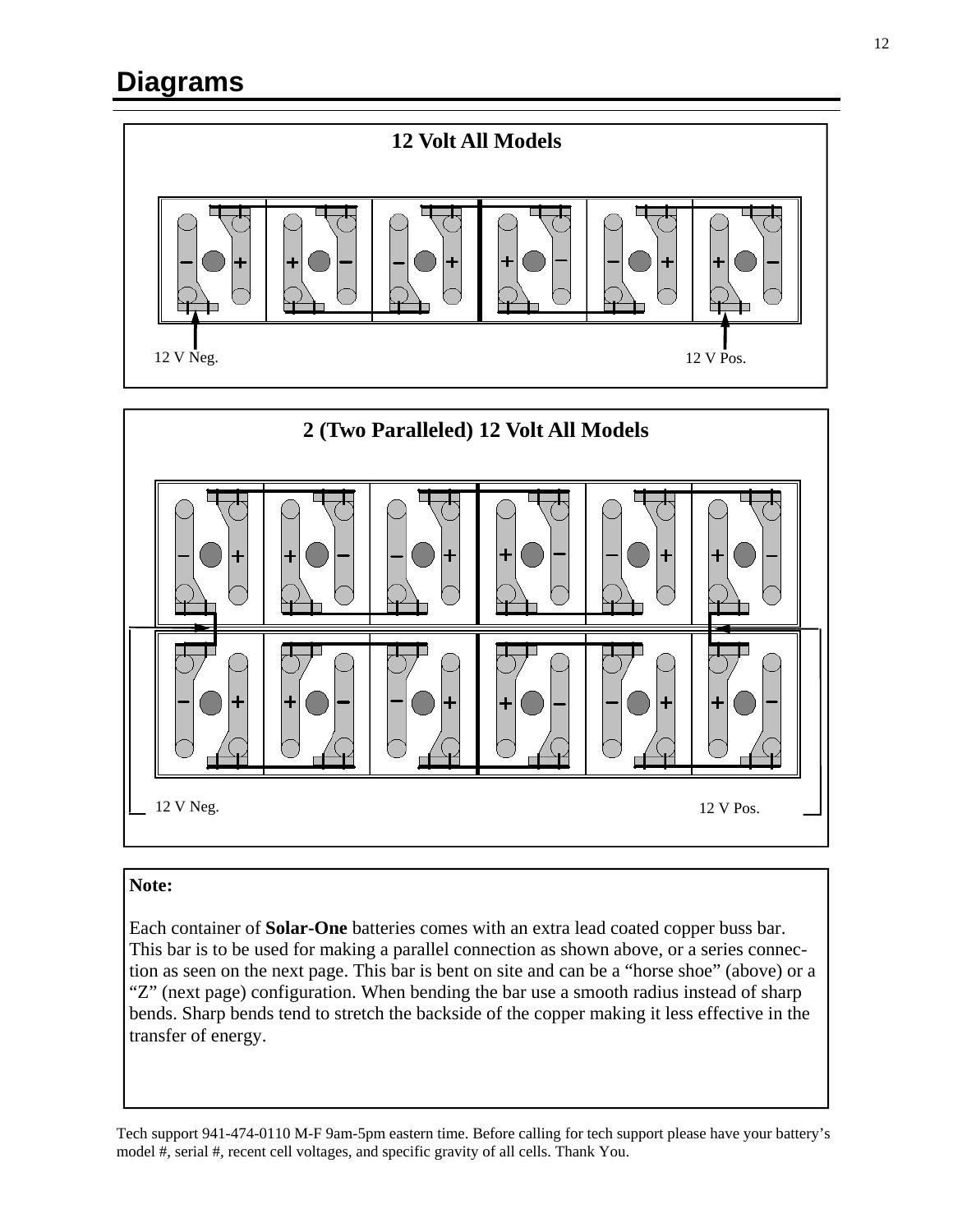# Diagrams

**12 Volt All Models**

12 V Neg.

12 V Pos.

**2 (Two Paralleled) 12 Volt All Models**

12 V Neg.

12 V Pos.

**Note:**

Each container of **Solar-One** batteries comes with an extra lead coated copper buss bar. This bar is to be used for making a parallel connection as shown above, or a series connection as seen on the next page. This bar is bent on site and can be a "horse shoe" (above) or a "Z" (next page) configuration. When bending the bar use a smooth radius instead of sharp bends. Sharp bends tend to stretch the backside of the copper making it less effective in the transfer of energy.

Tech support 941-474-0110 M-F 9am-5pm eastern time. Before calling for tech support please have your battery's model #, serial #, recent cell voltages, and specific gravity of all cells. Thank You.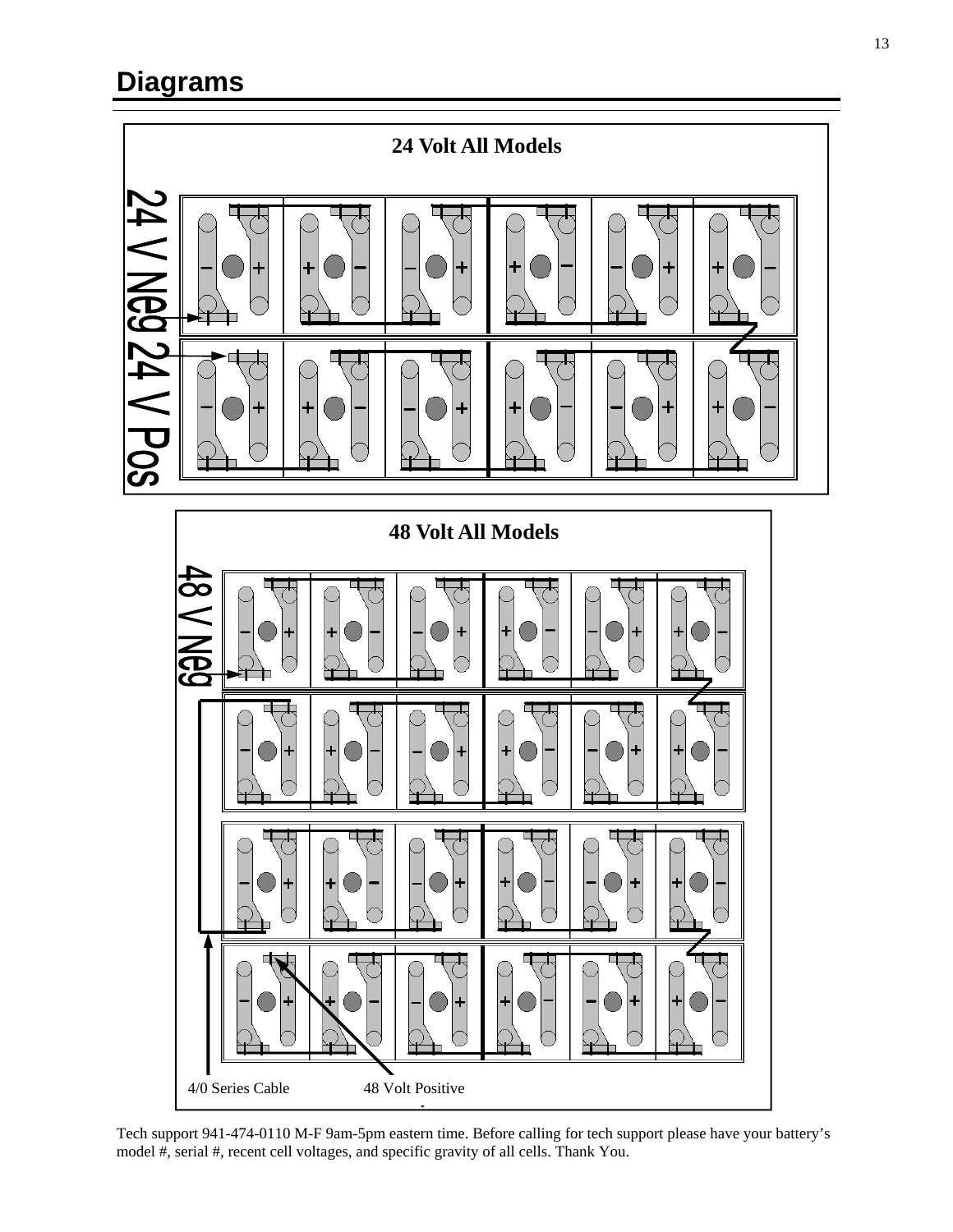## Diagrams

**24 Volt All Models**

24 V Neg

24 V Pos

**48 Volt All Models**

48 V Neg

4/0 Series Cable

48 Volt Positive

Tech support 941-474-0110 M-F 9am-5pm eastern time. Before calling for tech support please have your battery's model #, serial #, recent cell voltages, and specific gravity of all cells. Thank You.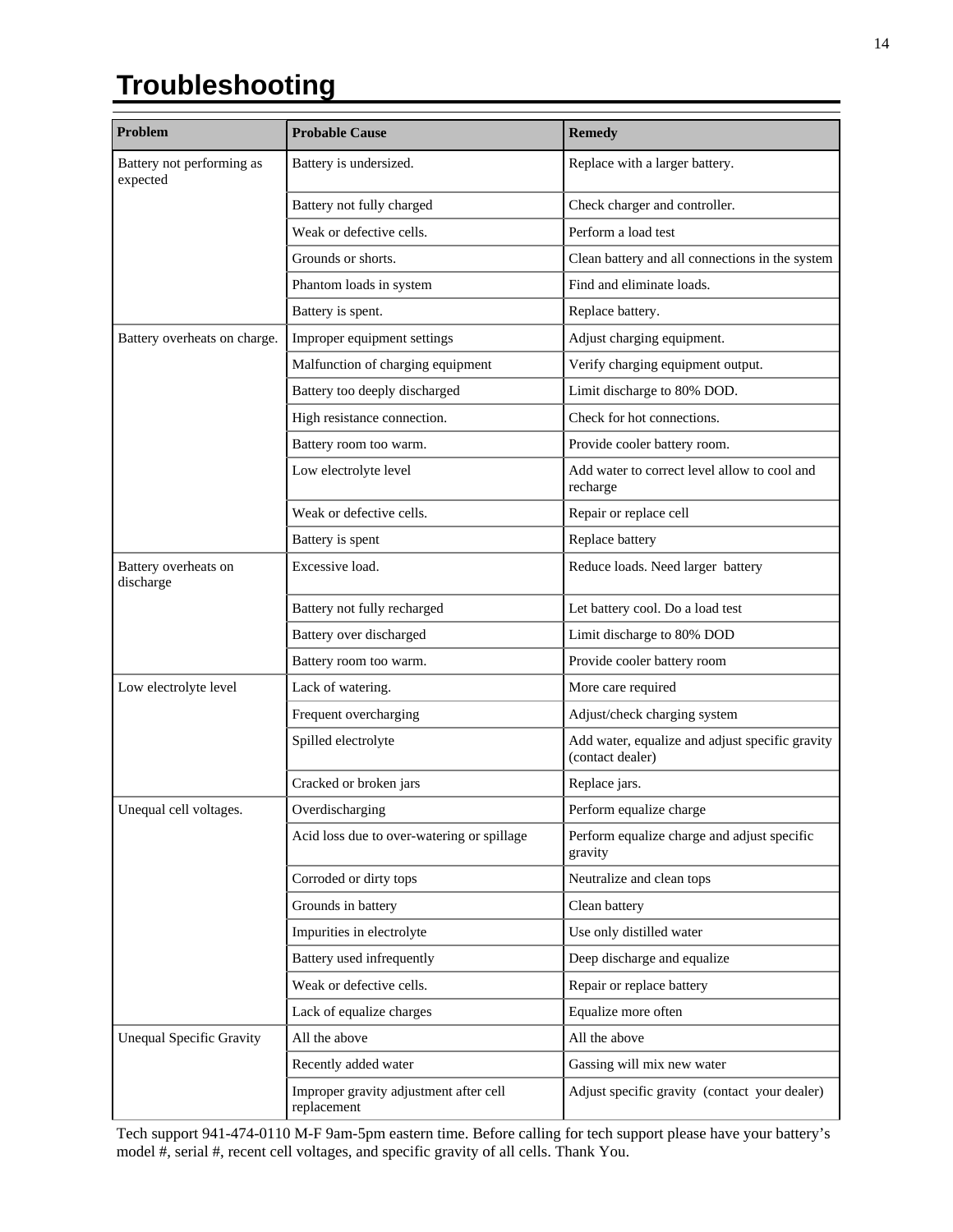# Troubleshooting

| Problem | Probable Cause | Remedy |
|---|---|---|
| Battery not performing as expected | Battery is undersized. | Replace with a larger battery. |
| | Battery not fully charged | Check charger and controller. |
| | Weak or defective cells. | Perform a load test |
| | Grounds or shorts. | Clean battery and all connections in the system |
| | Phantom loads in system | Find and eliminate loads. |
| | Battery is spent. | Replace battery. |
| Battery overheats on charge. | Improper equipment settings | Adjust charging equipment. |
| | Malfunction of charging equipment | Verify charging equipment output. |
| | Battery too deeply discharged | Limit discharge to 80% DOD. |
| | High resistance connection. | Check for hot connections. |
| | Battery room too warm. | Provide cooler battery room. |
| | Low electrolyte level | Add water to correct level allow to cool and recharge |
| | Weak or defective cells. | Repair or replace cell |
| | Battery is spent | Replace battery |
| Battery overheats on discharge | Excessive load. | Reduce loads. Need larger battery |
| | Battery not fully recharged | Let battery cool. Do a load test |
| | Battery over discharged | Limit discharge to 80% DOD |
| | Battery room too warm. | Provide cooler battery room |
| Low electrolyte level | Lack of watering. | More care required |
| | Frequent overcharging | Adjust/check charging system |
| | Spilled electrolyte | Add water, equalize and adjust specific gravity (contact dealer) |
| | Cracked or broken jars | Replace jars. |
| Unequal cell voltages. | Overdischarging | Perform equalize charge |
| | Acid loss due to over-watering or spillage | Perform equalize charge and adjust specific gravity |
| | Corroded or dirty tops | Neutralize and clean tops |
| | Grounds in battery | Clean battery |
| | Impurities in electrolyte | Use only distilled water |
| | Battery used infrequently | Deep discharge and equalize |
| | Weak or defective cells. | Repair or replace battery |
| | Lack of equalize charges | Equalize more often |
| Unequal Specific Gravity | All the above | All the above |
| | Recently added water | Gassing will mix new water |
| | Improper gravity adjustment after cell replacement | Adjust specific gravity (contact your dealer) |

Tech support 941-474-0110 M-F 9am-5pm eastern time. Before calling for tech support please have your battery's model #, serial #, recent cell voltages, and specific gravity of all cells. Thank You.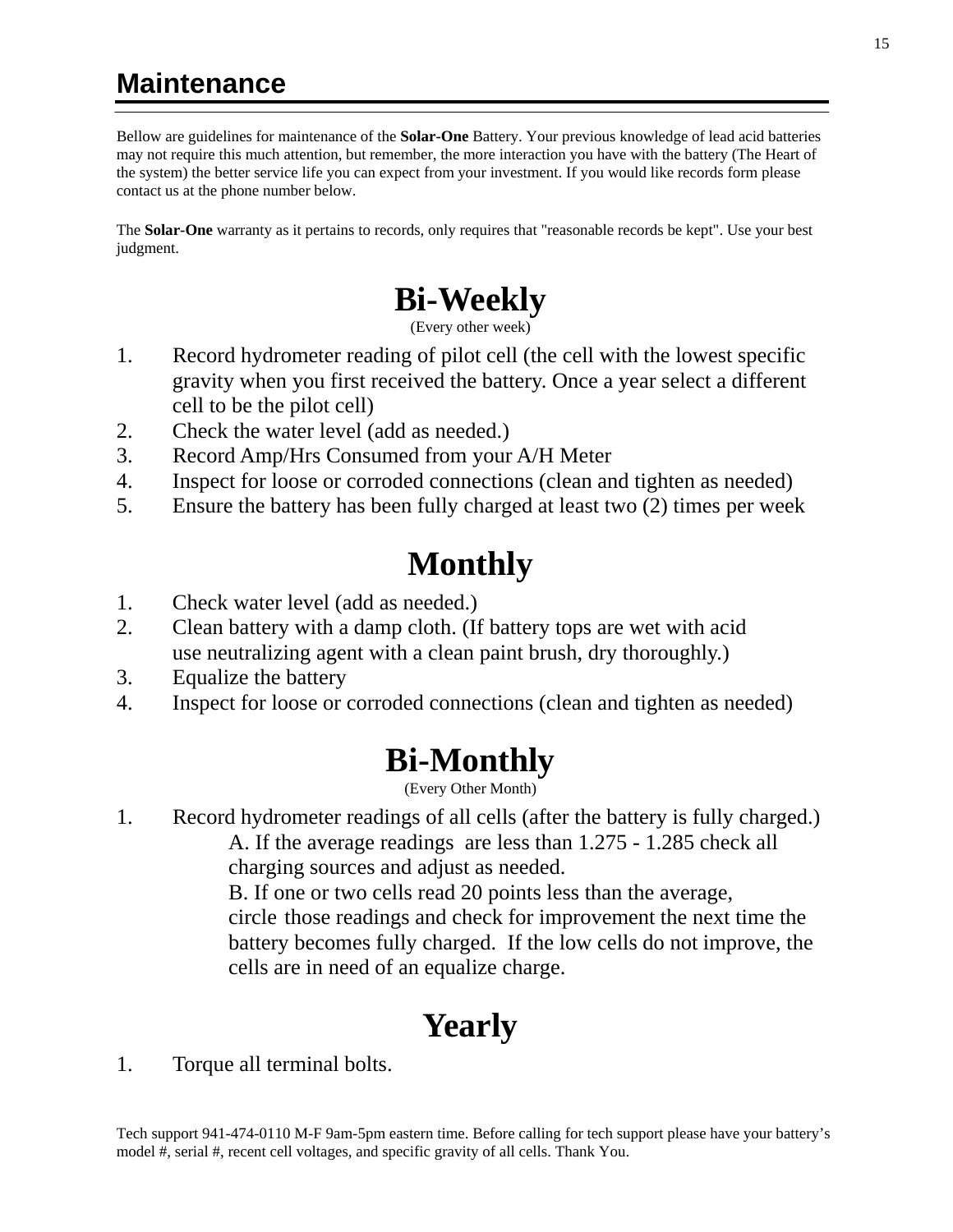# Maintenance

Bellow are guidelines for maintenance of the **Solar-One** Battery. Your previous knowledge of lead acid batteries may not require this much attention, but remember, the more interaction you have with the battery (The Heart of the system) the better service life you can expect from your investment. If you would like records form please contact us at the phone number below.

The **Solar-One** warranty as it pertains to records, only requires that "reasonable records be kept". Use your best judgment.

## Bi-Weekly

(Every other week)

1. Record hydrometer reading of pilot cell (the cell with the lowest specific gravity when you first received the battery. Once a year select a different cell to be the pilot cell)
2. Check the water level (add as needed.)
3. Record Amp/Hrs Consumed from your A/H Meter
4. Inspect for loose or corroded connections (clean and tighten as needed)
5. Ensure the battery has been fully charged at least two (2) times per week

## Monthly

1. Check water level (add as needed.)
2. Clean battery with a damp cloth. (If battery tops are wet with acid use neutralizing agent with a clean paint brush, dry thoroughly.)
3. Equalize the battery
4. Inspect for loose or corroded connections (clean and tighten as needed)

## Bi-Monthly

(Every Other Month)

1. Record hydrometer readings of all cells (after the battery is fully charged.)
   A. If the average readings are less than 1.275 - 1.285 check all charging sources and adjust as needed.
   B. If one or two cells read 20 points less than the average, circle those readings and check for improvement the next time the battery becomes fully charged. If the low cells do not improve, the cells are in need of an equalize charge.

## Yearly

1. Torque all terminal bolts.

Tech support 941-474-0110 M-F 9am-5pm eastern time. Before calling for tech support please have your battery's model #, serial #, recent cell voltages, and specific gravity of all cells. Thank You.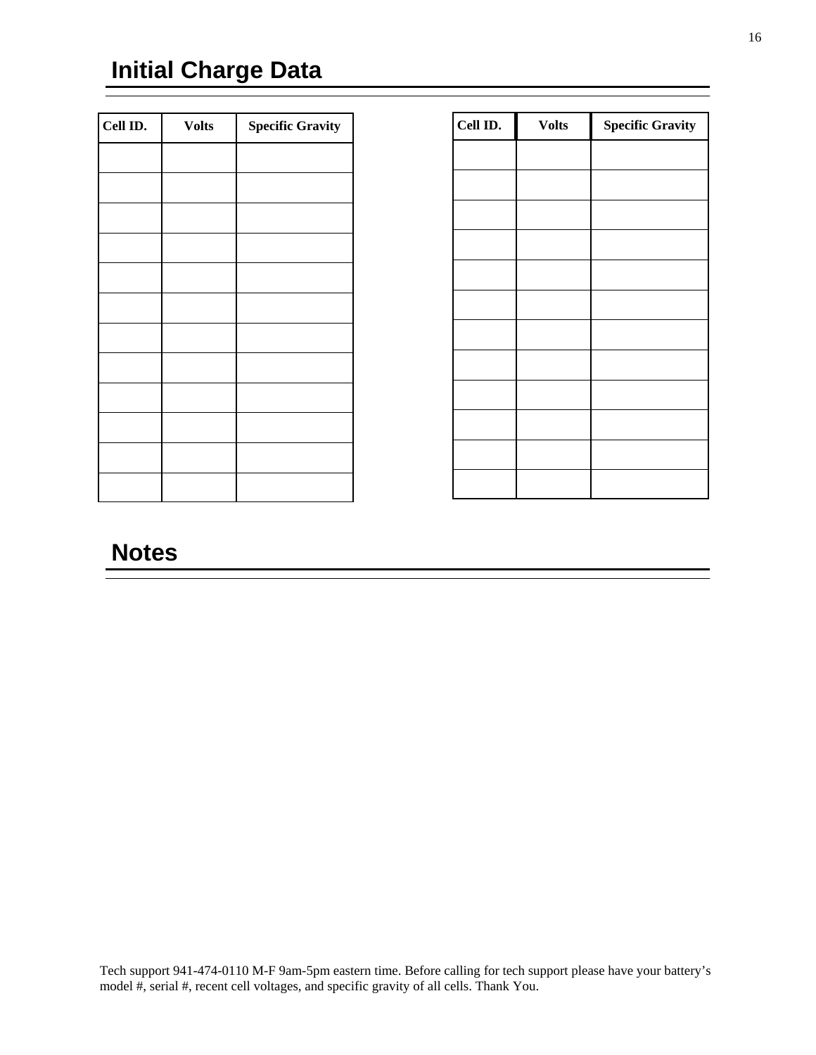# Initial Charge Data

| Cell ID. | Volts | Specific Gravity |
|---|---|---|
| | | |
| | | |
| | | |
| | | |
| | | |
| | | |
| | | |
| | | |
| | | |
| | | |
| | | |
| | | |

| Cell ID. | Volts | Specific Gravity |
|---|---|---|
| | | |
| | | |
| | | |
| | | |
| | | |
| | | |
| | | |
| | | |
| | | |
| | | |
| | | |
| | | |

# Notes

Tech support 941-474-0110 M-F 9am-5pm eastern time. Before calling for tech support please have your battery's model #, serial #, recent cell voltages, and specific gravity of all cells. Thank You.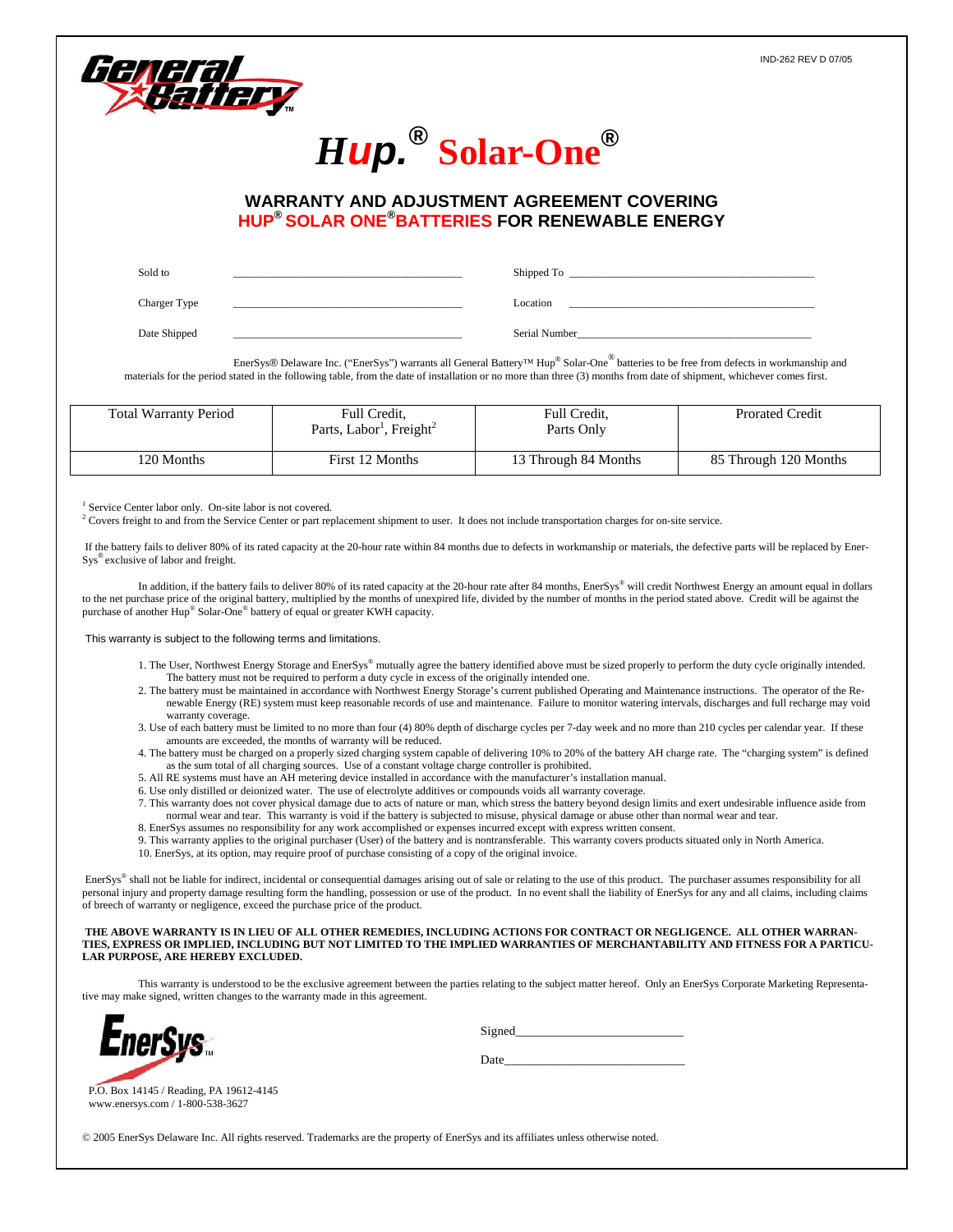IND-262 REV D 07/05

General Battery™

# Hup.® Solar-One®

## WARRANTY AND ADJUSTMENT AGREEMENT COVERING HUP® SOLAR ONE® BATTERIES FOR RENEWABLE ENERGY

Sold to ________________________ Shipped To ________________________

Charger Type ________________________ Location ________________________

Date Shipped ________________________ Serial Number ________________________

EnerSys® Delaware Inc. ("EnerSys") warrants all General Battery™ Hup® Solar-One® batteries to be free from defects in workmanship and materials for the period stated in the following table, from the date of installation or no more than three (3) months from date of shipment, whichever comes first.

| Total Warranty Period | Full Credit, Parts, Labor[1], Freight[2] | Full Credit, Parts Only | Prorated Credit |
|---|---|---|---|
| 120 Months | First 12 Months | 13 Through 84 Months | 85 Through 120 Months |

[1] Service Center labor only. On-site labor is not covered.
[2] Covers freight to and from the Service Center or part replacement shipment to user. It does not include transportation charges for on-site service.

If the battery fails to deliver 80% of its rated capacity at the 20-hour rate within 84 months due to defects in workmanship or materials, the defective parts will be replaced by Ener-Sys® exclusive of labor and freight.

In addition, if the battery fails to deliver 80% of its rated capacity at the 20-hour rate after 84 months, EnerSys® will credit Northwest Energy an amount equal in dollars to the net purchase price of the original battery, multiplied by the months of unexpired life, divided by the number of months in the period stated above. Credit will be against the purchase of another Hup® Solar-One® battery of equal or greater KWH capacity.

This warranty is subject to the following terms and limitations.

1. The User, Northwest Energy Storage and EnerSys® mutually agree the battery identified above must be sized properly to perform the duty cycle originally intended. The battery must not be required to perform a duty cycle in excess of the originally intended one.
2. The battery must be maintained in accordance with Northwest Energy Storage's current published Operating and Maintenance instructions. The operator of the Re-newable Energy (RE) system must keep reasonable records of use and maintenance. Failure to monitor watering intervals, discharges and full recharge may void warranty coverage.
3. Use of each battery must be limited to no more than four (4) 80% depth of discharge cycles per 7-day week and no more than 210 cycles per calendar year. If these amounts are exceeded, the months of warranty will be reduced.
4. The battery must be charged on a properly sized charging system capable of delivering 10% to 20% of the battery AH charge rate. The "charging system" is defined as the sum total of all charging sources. Use of a constant voltage charge controller is prohibited.
5. All RE systems must have an AH metering device installed in accordance with the manufacturer's installation manual.
6. Use only distilled or deionized water. The use of electrolyte additives or compounds voids all warranty coverage.
7. This warranty does not cover physical damage due to acts of nature or man, which stress the battery beyond design limits and exert undesirable influence aside from normal wear and tear. This warranty is void if the battery is subjected to misuse, physical damage or abuse other than normal wear and tear.
8. EnerSys assumes no responsibility for any work accomplished or expenses incurred except with express written consent.
9. This warranty applies to the original purchaser (User) of the battery and is nontransferable. This warranty covers products situated only in North America.
10. EnerSys, at its option, may require proof of purchase consisting of a copy of the original invoice.

EnerSys® shall not be liable for indirect, incidental or consequential damages arising out of sale or relating to the use of this product. The purchaser assumes responsibility for all personal injury and property damage resulting form the handling, possession or use of the product. In no event shall the liability of EnerSys for any and all claims, including claims of breech of warranty or negligence, exceed the purchase price of the product.

**THE ABOVE WARRANTY IS IN LIEU OF ALL OTHER REMEDIES, INCLUDING ACTIONS FOR CONTRACT OR NEGLIGENCE. ALL OTHER WARRAN-TIES, EXPRESS OR IMPLIED, INCLUDING BUT NOT LIMITED TO THE IMPLIED WARRANTIES OF MERCHANTABILITY AND FITNESS FOR A PARTICU-LAR PURPOSE, ARE HEREBY EXCLUDED.**

This warranty is understood to be the exclusive agreement between the parties relating to the subject matter hereof. Only an EnerSys Corporate Marketing Representa-tive may make signed, written changes to the warranty made in this agreement.

EnerSys™

P.O. Box 14145 / Reading, PA 19612-4145
www.enersys.com / 1-800-538-3627

Signed ________________________

Date ________________________

© 2005 EnerSys Delaware Inc. All rights reserved. Trademarks are the property of EnerSys and its affiliates unless otherwise noted.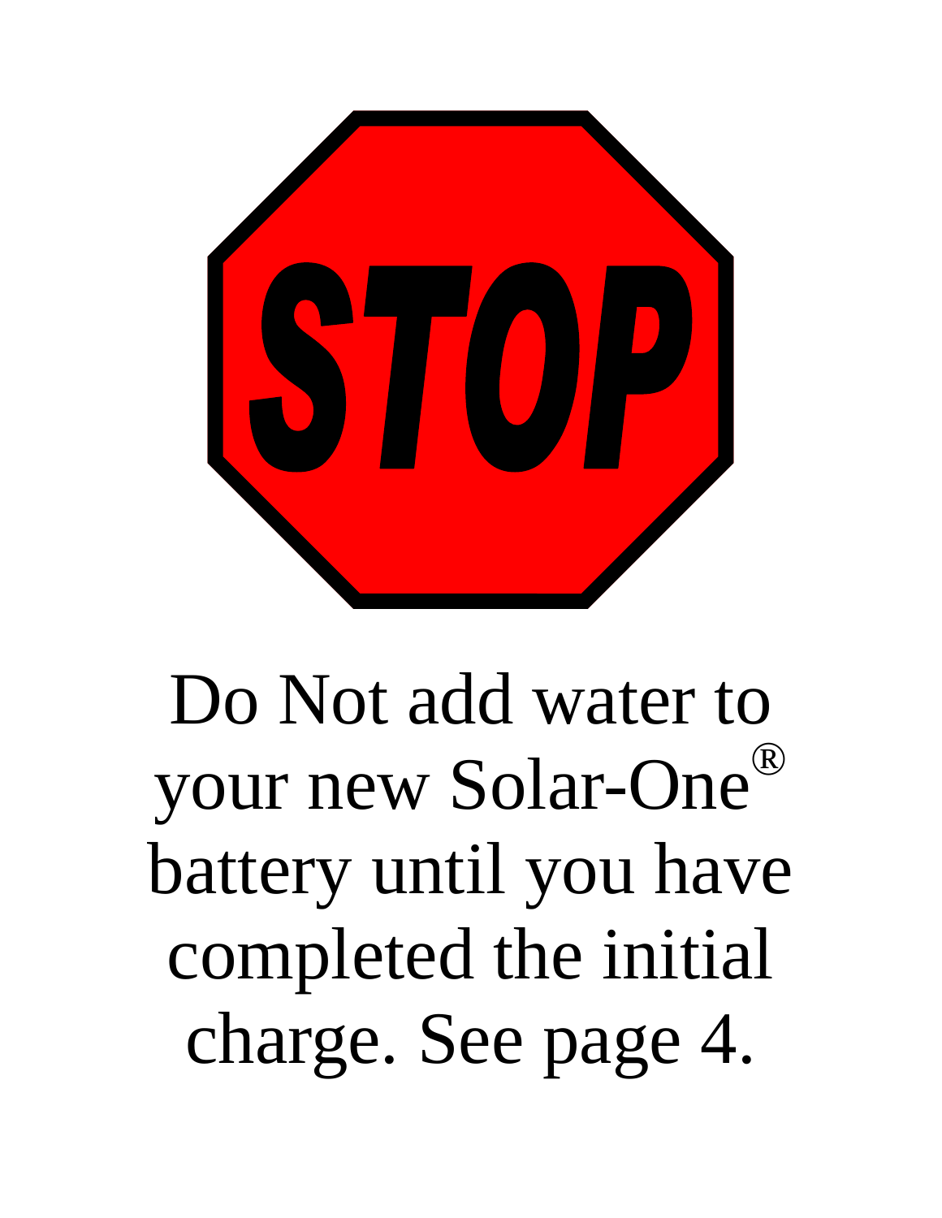# STOP

Do Not add water to your new Solar-One® battery until you have completed the initial charge. See page 4.